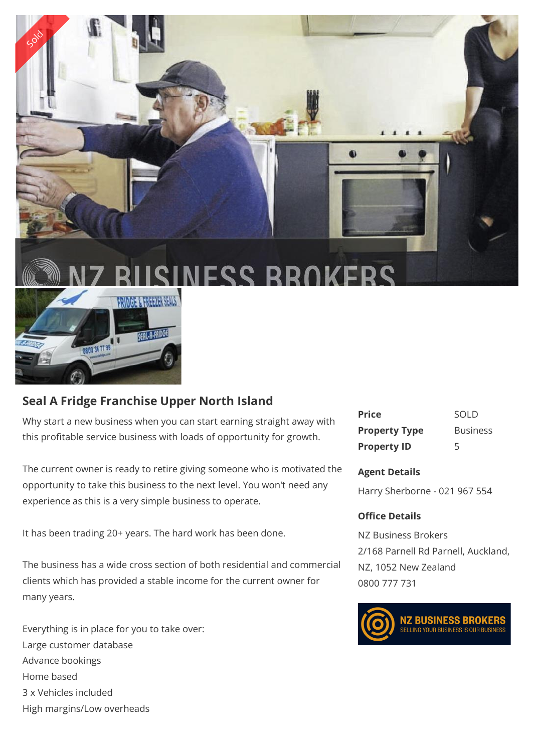## Seal A Fridge Franchise Upper North Island

Why start a new business when you can start earning straight away with this profitable service business with loads of opportunity for growth.

The current owner is ready to retire giving someone who is motivated the opportunity to take this business to the next level. You won't need any experience as this is a very simple business to operate.

It has been trading 20+ years. The hard work has been done.

The business has a wide cross section of both residential and commercial clients which has provided a stable income for the current owner for many years.

Everything is in place for you to take over:
Large customer database
Advance bookings
Home based
3 x Vehicles included
High margins/Low overheads

| | |
|---|---|
| **Price** | SOLD |
| **Property Type** | Business |
| **Property ID** | 5 |

**Agent Details**

Harry Sherborne - 021 967 554

**Office Details**

NZ Business Brokers
2/168 Parnell Rd Parnell, Auckland, NZ, 1052 New Zealand
0800 777 731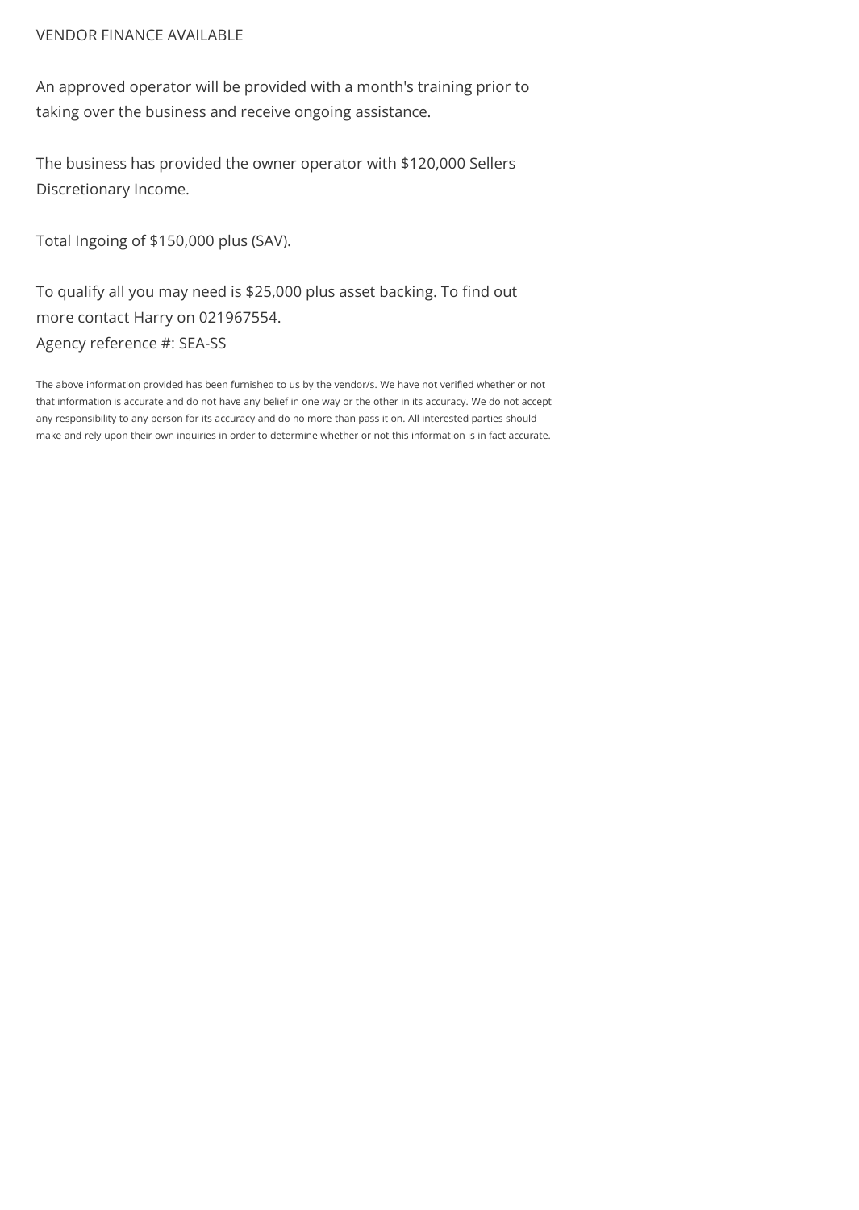VENDOR FINANCE AVAILABLE

An approved operator will be provided with a month's training prior to taking over the business and receive ongoing assistance.

The business has provided the owner operator with $120,000 Sellers Discretionary Income.

Total Ingoing of $150,000 plus (SAV).

To qualify all you may need is $25,000 plus asset backing. To find out more contact Harry on 021967554.
Agency reference #: SEA-SS

The above information provided has been furnished to us by the vendor/s. We have not verified whether or not that information is accurate and do not have any belief in one way or the other in its accuracy. We do not accept any responsibility to any person for its accuracy and do no more than pass it on. All interested parties should make and rely upon their own inquiries in order to determine whether or not this information is in fact accurate.